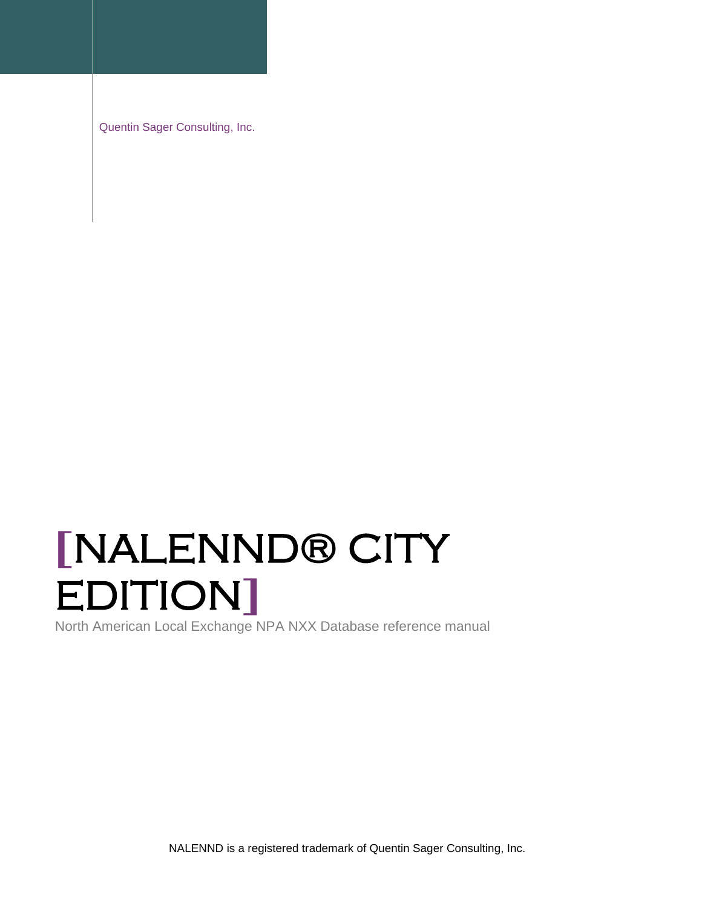Quentin Sager Consulting, Inc.

# [NALENND® CITY EDITION]

North American Local Exchange NPA NXX Database reference manual

NALENND is a registered trademark of Quentin Sager Consulting, Inc.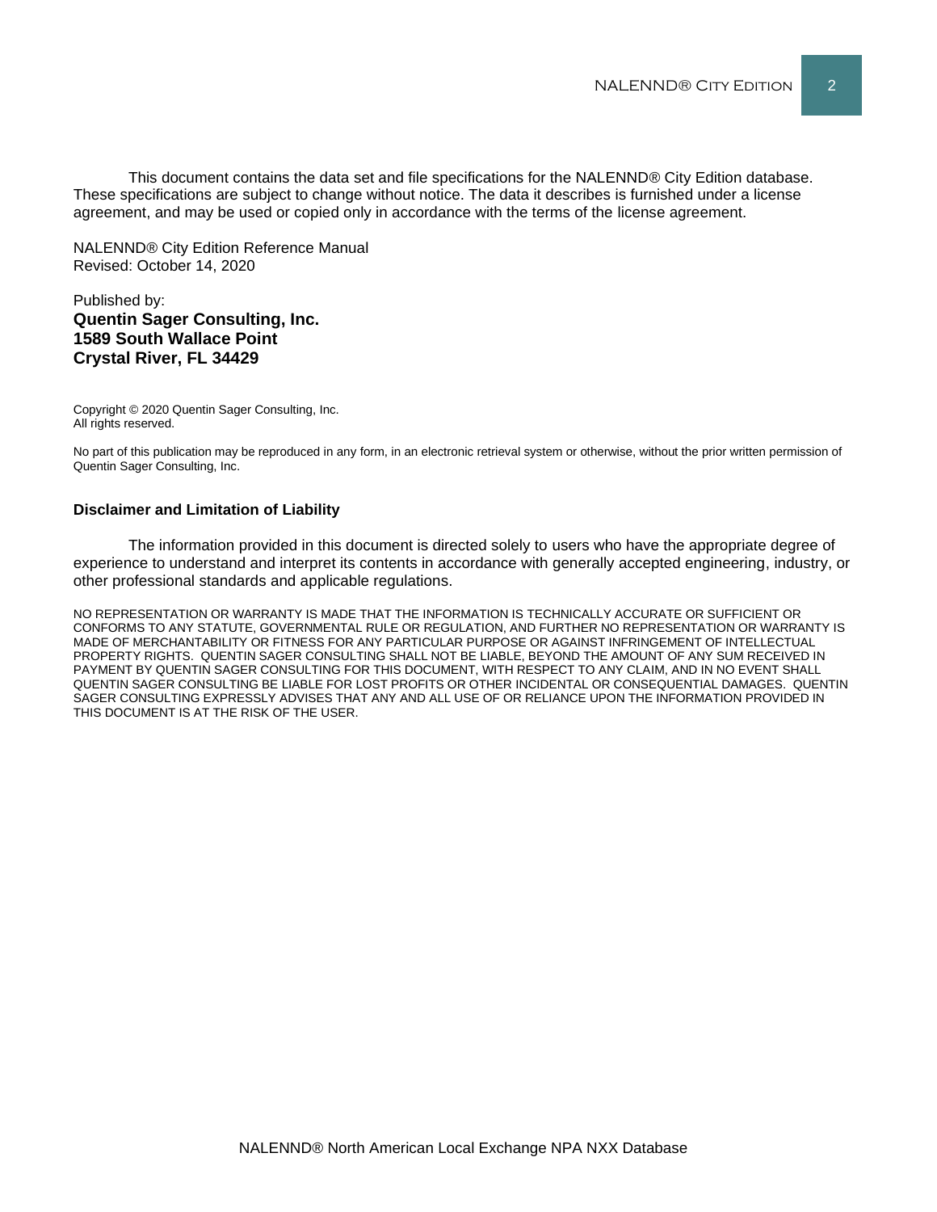This document contains the data set and file specifications for the NALENND® City Edition database. These specifications are subject to change without notice. The data it describes is furnished under a license agreement, and may be used or copied only in accordance with the terms of the license agreement.

NALENND® City Edition Reference Manual
Revised: October 14, 2020

Published by:
**Quentin Sager Consulting, Inc.**
**1589 South Wallace Point**
**Crystal River, FL 34429**

Copyright © 2020 Quentin Sager Consulting, Inc.
All rights reserved.

No part of this publication may be reproduced in any form, in an electronic retrieval system or otherwise, without the prior written permission of Quentin Sager Consulting, Inc.

**Disclaimer and Limitation of Liability**

The information provided in this document is directed solely to users who have the appropriate degree of experience to understand and interpret its contents in accordance with generally accepted engineering, industry, or other professional standards and applicable regulations.

NO REPRESENTATION OR WARRANTY IS MADE THAT THE INFORMATION IS TECHNICALLY ACCURATE OR SUFFICIENT OR CONFORMS TO ANY STATUTE, GOVERNMENTAL RULE OR REGULATION, AND FURTHER NO REPRESENTATION OR WARRANTY IS MADE OF MERCHANTABILITY OR FITNESS FOR ANY PARTICULAR PURPOSE OR AGAINST INFRINGEMENT OF INTELLECTUAL PROPERTY RIGHTS. QUENTIN SAGER CONSULTING SHALL NOT BE LIABLE, BEYOND THE AMOUNT OF ANY SUM RECEIVED IN PAYMENT BY QUENTIN SAGER CONSULTING FOR THIS DOCUMENT, WITH RESPECT TO ANY CLAIM, AND IN NO EVENT SHALL QUENTIN SAGER CONSULTING BE LIABLE FOR LOST PROFITS OR OTHER INCIDENTAL OR CONSEQUENTIAL DAMAGES. QUENTIN SAGER CONSULTING EXPRESSLY ADVISES THAT ANY AND ALL USE OF OR RELIANCE UPON THE INFORMATION PROVIDED IN THIS DOCUMENT IS AT THE RISK OF THE USER.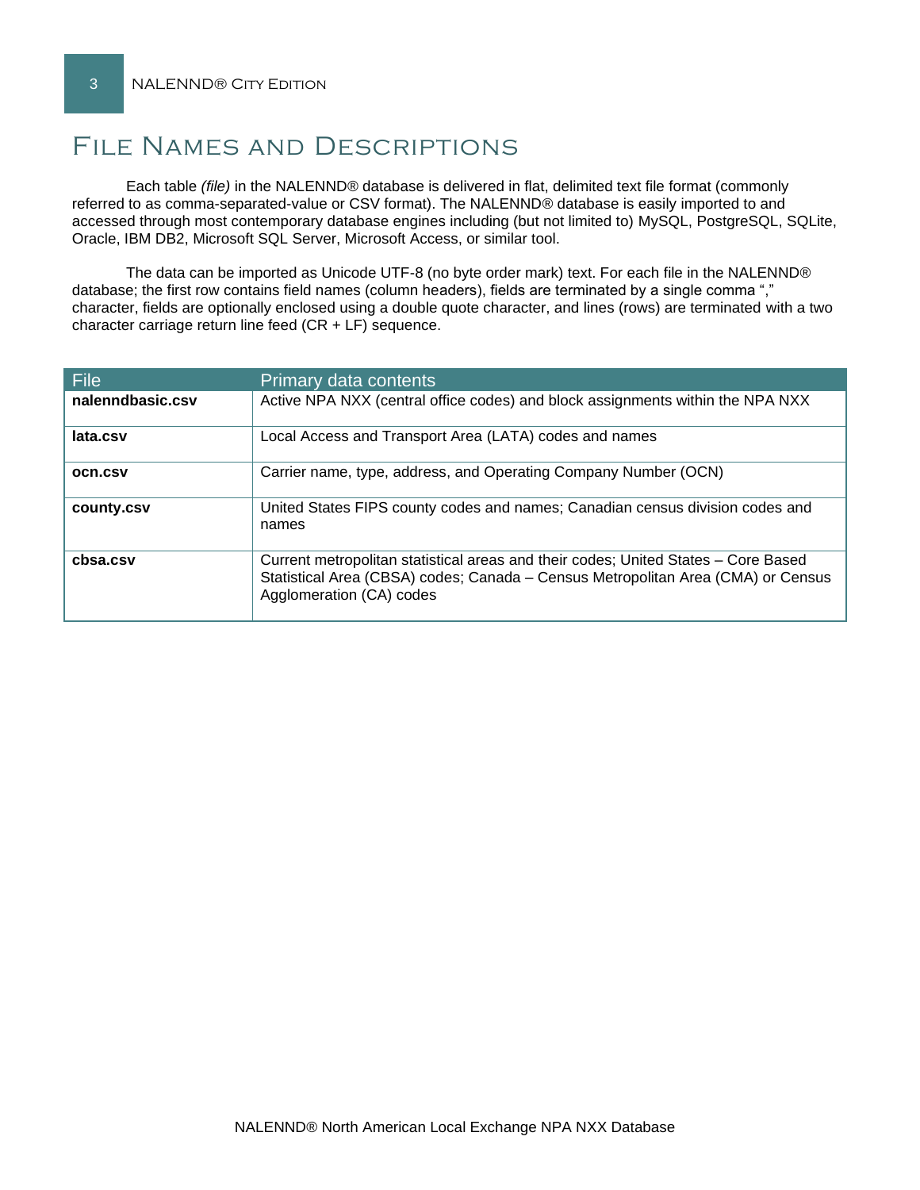# File Names and Descriptions

Each table *(file)* in the NALENND® database is delivered in flat, delimited text file format (commonly referred to as comma-separated-value or CSV format). The NALENND® database is easily imported to and accessed through most contemporary database engines including (but not limited to) MySQL, PostgreSQL, SQLite, Oracle, IBM DB2, Microsoft SQL Server, Microsoft Access, or similar tool.

The data can be imported as Unicode UTF-8 (no byte order mark) text. For each file in the NALENND® database; the first row contains field names (column headers), fields are terminated by a single comma "," character, fields are optionally enclosed using a double quote character, and lines (rows) are terminated with a two character carriage return line feed (CR + LF) sequence.

| File | Primary data contents |
| --- | --- |
| **nalenndbasic.csv** | Active NPA NXX (central office codes) and block assignments within the NPA NXX |
| **lata.csv** | Local Access and Transport Area (LATA) codes and names |
| **ocn.csv** | Carrier name, type, address, and Operating Company Number (OCN) |
| **county.csv** | United States FIPS county codes and names; Canadian census division codes and names |
| **cbsa.csv** | Current metropolitan statistical areas and their codes; United States – Core Based Statistical Area (CBSA) codes; Canada – Census Metropolitan Area (CMA) or Census Agglomeration (CA) codes |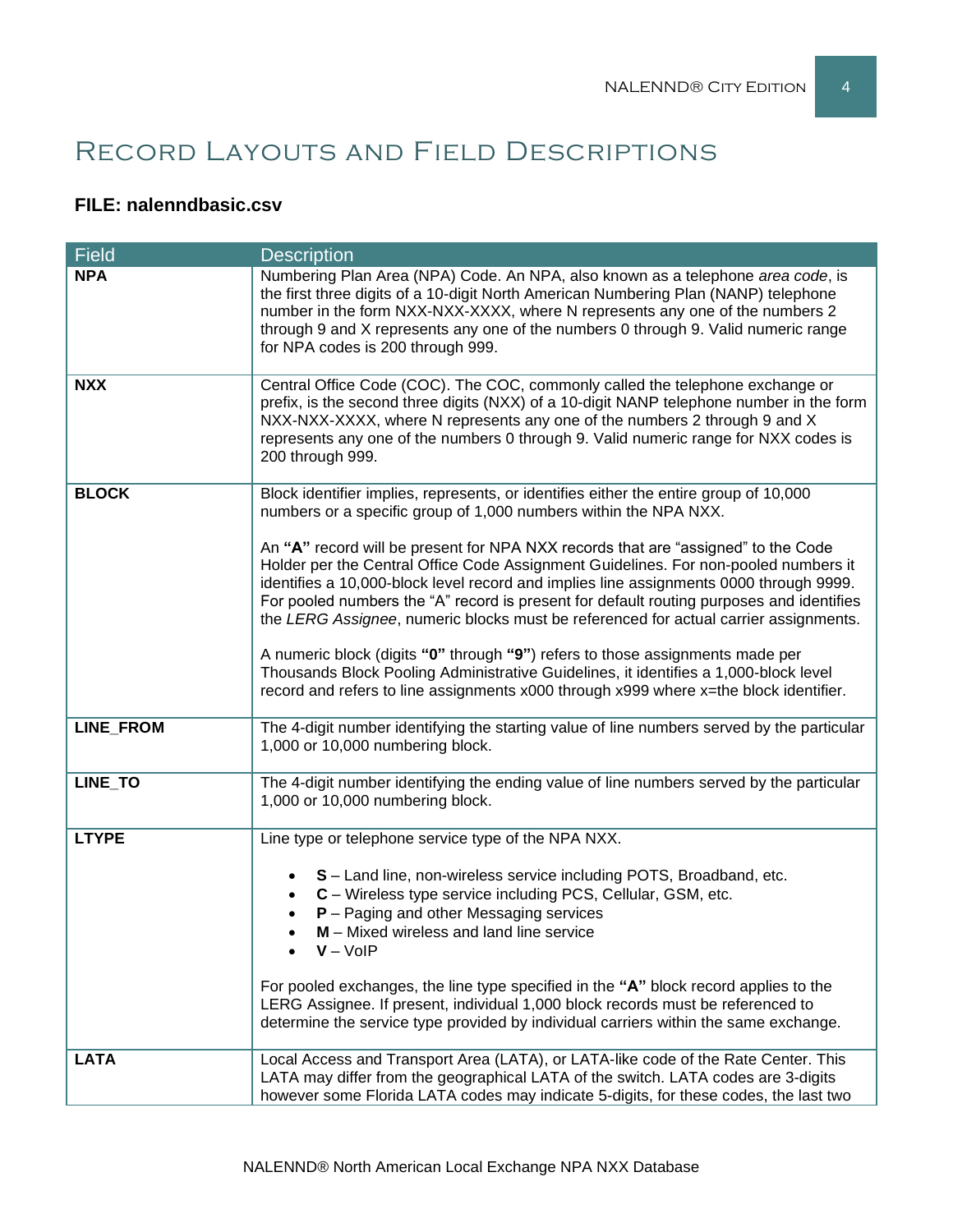# Record Layouts and Field Descriptions

### FILE: nalenndbasic.csv

| Field | Description |
|---|---|
| **NPA** | Numbering Plan Area (NPA) Code. An NPA, also known as a telephone *area code*, is the first three digits of a 10-digit North American Numbering Plan (NANP) telephone number in the form NXX-NXX-XXXX, where N represents any one of the numbers 2 through 9 and X represents any one of the numbers 0 through 9. Valid numeric range for NPA codes is 200 through 999. |
| **NXX** | Central Office Code (COC). The COC, commonly called the telephone exchange or prefix, is the second three digits (NXX) of a 10-digit NANP telephone number in the form NXX-NXX-XXXX, where N represents any one of the numbers 2 through 9 and X represents any one of the numbers 0 through 9. Valid numeric range for NXX codes is 200 through 999. |
| **BLOCK** | Block identifier implies, represents, or identifies either the entire group of 10,000 numbers or a specific group of 1,000 numbers within the NPA NXX.<br><br>An **"A"** record will be present for NPA NXX records that are "assigned" to the Code Holder per the Central Office Code Assignment Guidelines. For non-pooled numbers it identifies a 10,000-block level record and implies line assignments 0000 through 9999. For pooled numbers the "A" record is present for default routing purposes and identifies the *LERG Assignee*, numeric blocks must be referenced for actual carrier assignments.<br><br>A numeric block (digits **"0"** through **"9"**) refers to those assignments made per Thousands Block Pooling Administrative Guidelines, it identifies a 1,000-block level record and refers to line assignments x000 through x999 where x=the block identifier. |
| **LINE_FROM** | The 4-digit number identifying the starting value of line numbers served by the particular 1,000 or 10,000 numbering block. |
| **LINE_TO** | The 4-digit number identifying the ending value of line numbers served by the particular 1,000 or 10,000 numbering block. |
| **LTYPE** | Line type or telephone service type of the NPA NXX.<br><br>• **S** – Land line, non-wireless service including POTS, Broadband, etc.<br>• **C** – Wireless type service including PCS, Cellular, GSM, etc.<br>• **P** – Paging and other Messaging services<br>• **M** – Mixed wireless and land line service<br>• **V** – VoIP<br><br>For pooled exchanges, the line type specified in the **"A"** block record applies to the LERG Assignee. If present, individual 1,000 block records must be referenced to determine the service type provided by individual carriers within the same exchange. |
| **LATA** | Local Access and Transport Area (LATA), or LATA-like code of the Rate Center. This LATA may differ from the geographical LATA of the switch. LATA codes are 3-digits however some Florida LATA codes may indicate 5-digits, for these codes, the last two |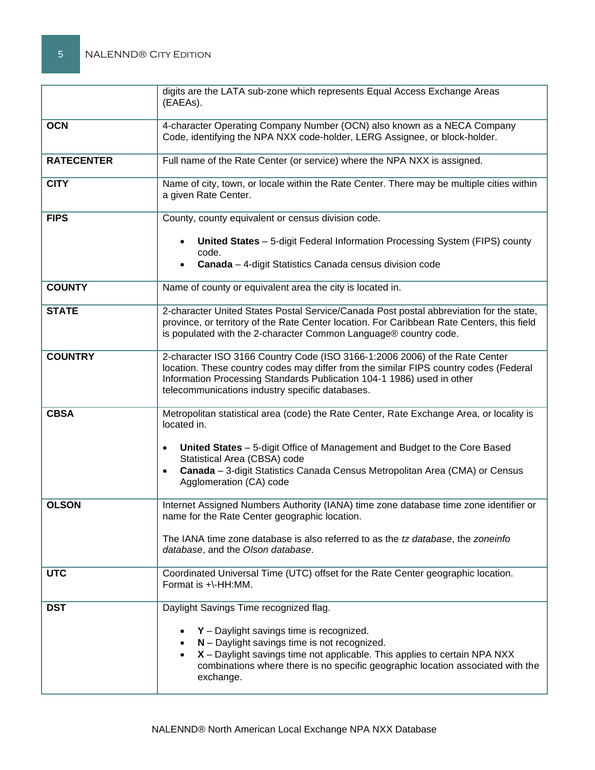| | |
|---|---|
| | digits are the LATA sub-zone which represents Equal Access Exchange Areas (EAEAs). |
| **OCN** | 4-character Operating Company Number (OCN) also known as a NECA Company Code, identifying the NPA NXX code-holder, LERG Assignee, or block-holder. |
| **RATECENTER** | Full name of the Rate Center (or service) where the NPA NXX is assigned. |
| **CITY** | Name of city, town, or locale within the Rate Center. There may be multiple cities within a given Rate Center. |
| **FIPS** | County, county equivalent or census division code.<br><br>• **United States** – 5-digit Federal Information Processing System (FIPS) county code.<br>• **Canada** – 4-digit Statistics Canada census division code |
| **COUNTY** | Name of county or equivalent area the city is located in. |
| **STATE** | 2-character United States Postal Service/Canada Post postal abbreviation for the state, province, or territory of the Rate Center location. For Caribbean Rate Centers, this field is populated with the 2-character Common Language® country code. |
| **COUNTRY** | 2-character ISO 3166 Country Code (ISO 3166-1:2006 2006) of the Rate Center location. These country codes may differ from the similar FIPS country codes (Federal Information Processing Standards Publication 104-1 1986) used in other telecommunications industry specific databases. |
| **CBSA** | Metropolitan statistical area (code) the Rate Center, Rate Exchange Area, or locality is located in.<br><br>• **United States** – 5-digit Office of Management and Budget to the Core Based Statistical Area (CBSA) code<br>• **Canada** – 3-digit Statistics Canada Census Metropolitan Area (CMA) or Census Agglomeration (CA) code |
| **OLSON** | Internet Assigned Numbers Authority (IANA) time zone database time zone identifier or name for the Rate Center geographic location.<br><br>The IANA time zone database is also referred to as the *tz database*, the *zoneinfo database*, and the *Olson database*. |
| **UTC** | Coordinated Universal Time (UTC) offset for the Rate Center geographic location. Format is +\-HH:MM. |
| **DST** | Daylight Savings Time recognized flag.<br><br>• **Y** – Daylight savings time is recognized.<br>• **N** – Daylight savings time is not recognized.<br>• **X** – Daylight savings time not applicable. This applies to certain NPA NXX combinations where there is no specific geographic location associated with the exchange. |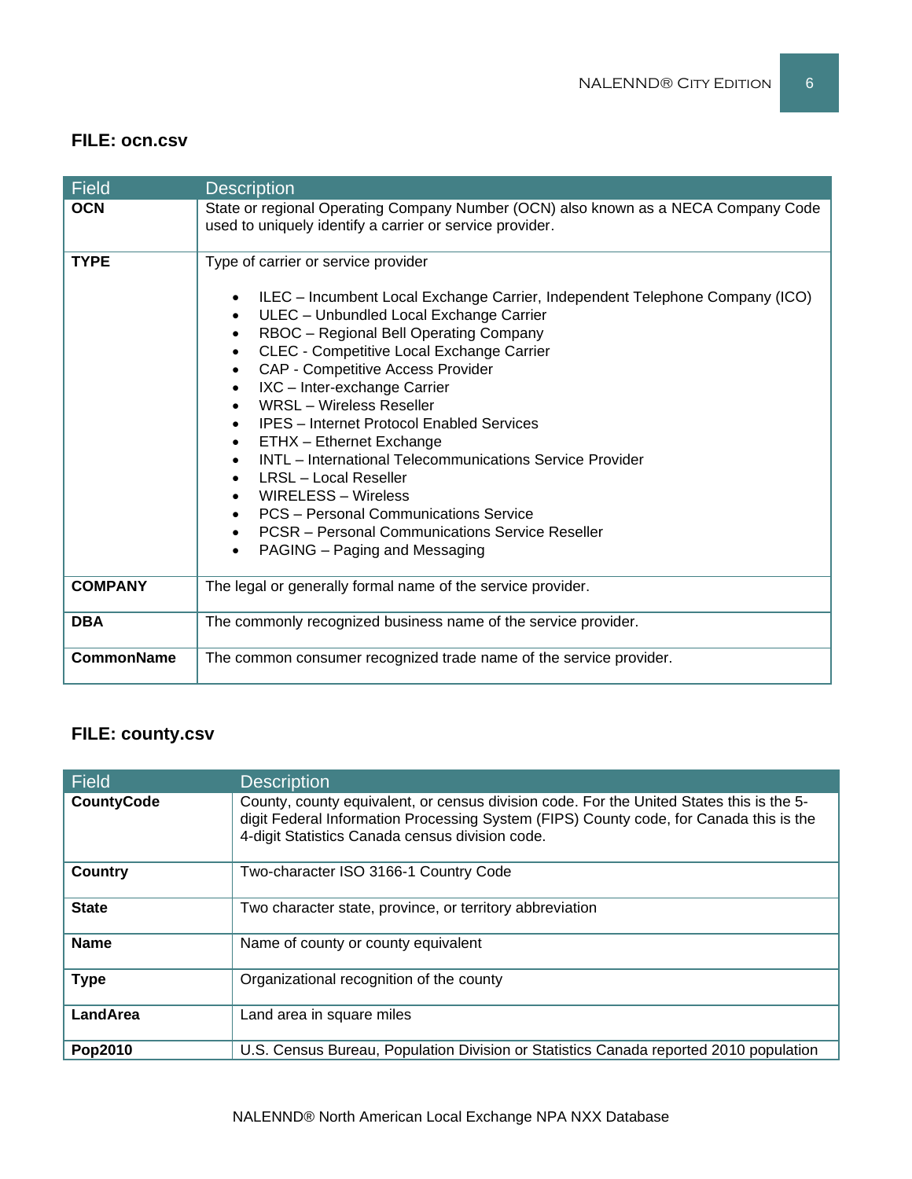## FILE: ocn.csv

| Field | Description |
|---|---|
| **OCN** | State or regional Operating Company Number (OCN) also known as a NECA Company Code used to uniquely identify a carrier or service provider. |
| **TYPE** | Type of carrier or service provider<br><br>• ILEC – Incumbent Local Exchange Carrier, Independent Telephone Company (ICO)<br>• ULEC – Unbundled Local Exchange Carrier<br>• RBOC – Regional Bell Operating Company<br>• CLEC - Competitive Local Exchange Carrier<br>• CAP - Competitive Access Provider<br>• IXC – Inter-exchange Carrier<br>• WRSL – Wireless Reseller<br>• IPES – Internet Protocol Enabled Services<br>• ETHX – Ethernet Exchange<br>• INTL – International Telecommunications Service Provider<br>• LRSL – Local Reseller<br>• WIRELESS – Wireless<br>• PCS – Personal Communications Service<br>• PCSR – Personal Communications Service Reseller<br>• PAGING – Paging and Messaging |
| **COMPANY** | The legal or generally formal name of the service provider. |
| **DBA** | The commonly recognized business name of the service provider. |
| **CommonName** | The common consumer recognized trade name of the service provider. |

## FILE: county.csv

| Field | Description |
|---|---|
| **CountyCode** | County, county equivalent, or census division code. For the United States this is the 5-digit Federal Information Processing System (FIPS) County code, for Canada this is the 4-digit Statistics Canada census division code. |
| **Country** | Two-character ISO 3166-1 Country Code |
| **State** | Two character state, province, or territory abbreviation |
| **Name** | Name of county or county equivalent |
| **Type** | Organizational recognition of the county |
| **LandArea** | Land area in square miles |
| **Pop2010** | U.S. Census Bureau, Population Division or Statistics Canada reported 2010 population |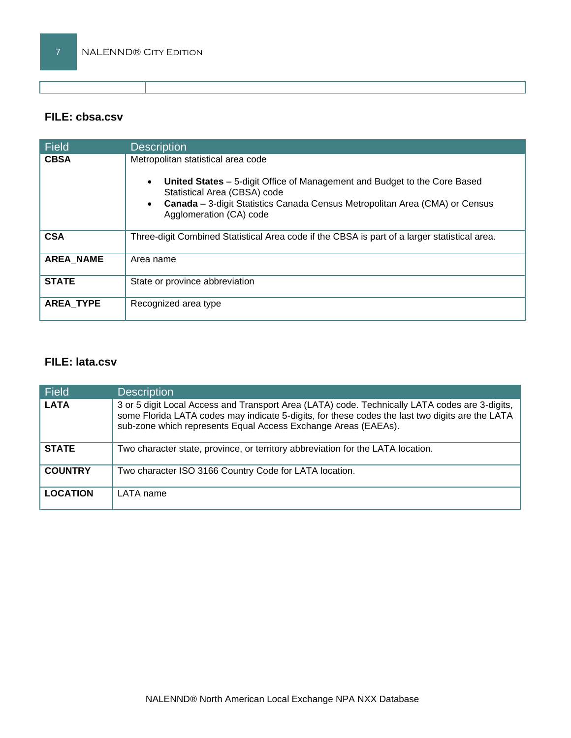## FILE: cbsa.csv

| Field | Description |
|---|---|
| **CBSA** | Metropolitan statistical area code<br>• **United States** – 5-digit Office of Management and Budget to the Core Based Statistical Area (CBSA) code<br>• **Canada** – 3-digit Statistics Canada Census Metropolitan Area (CMA) or Census Agglomeration (CA) code |
| **CSA** | Three-digit Combined Statistical Area code if the CBSA is part of a larger statistical area. |
| **AREA_NAME** | Area name |
| **STATE** | State or province abbreviation |
| **AREA_TYPE** | Recognized area type |

## FILE: lata.csv

| Field | Description |
|---|---|
| **LATA** | 3 or 5 digit Local Access and Transport Area (LATA) code. Technically LATA codes are 3-digits, some Florida LATA codes may indicate 5-digits, for these codes the last two digits are the LATA sub-zone which represents Equal Access Exchange Areas (EAEAs). |
| **STATE** | Two character state, province, or territory abbreviation for the LATA location. |
| **COUNTRY** | Two character ISO 3166 Country Code for LATA location. |
| **LOCATION** | LATA name |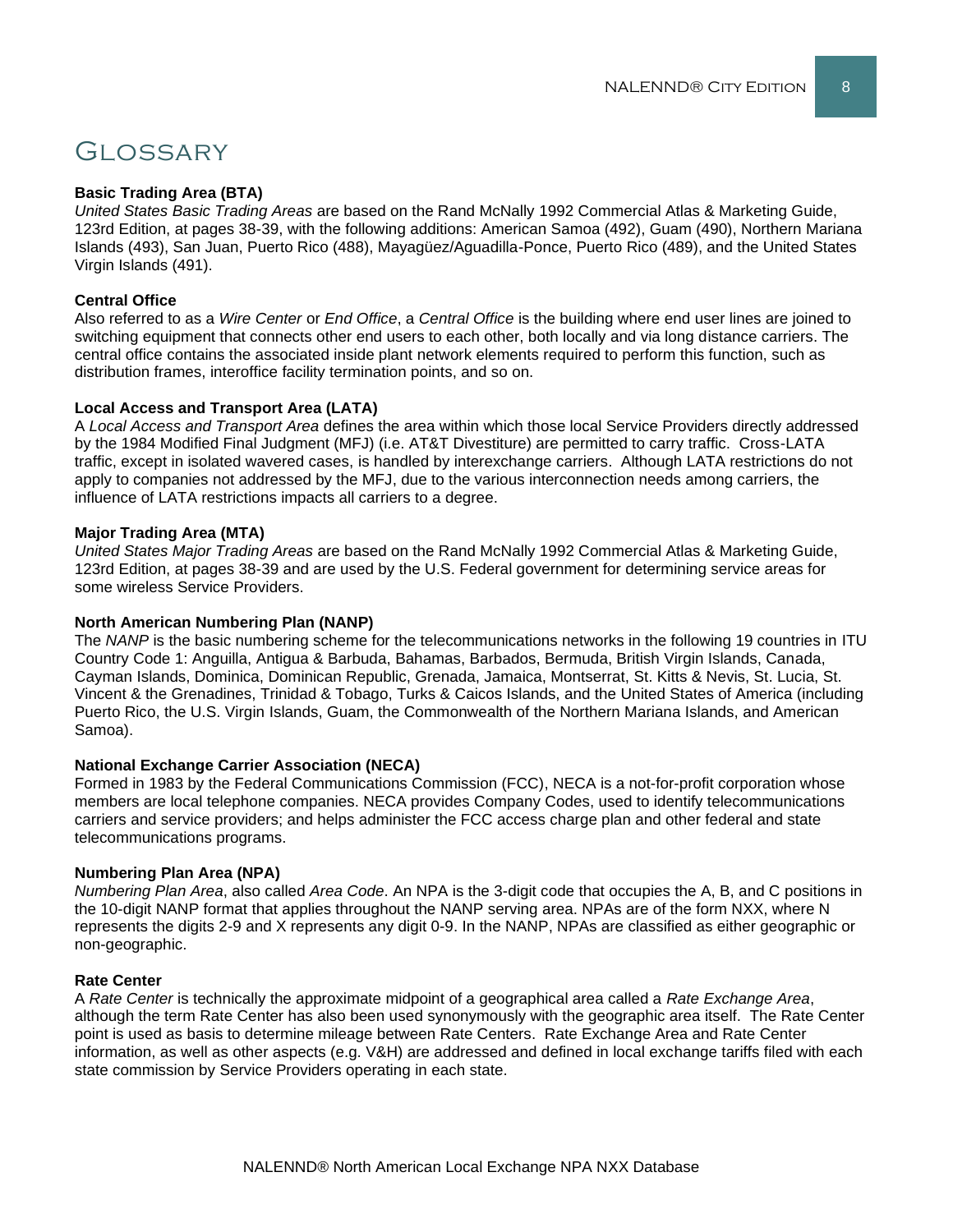# Glossary

**Basic Trading Area (BTA)**
*United States Basic Trading Areas* are based on the Rand McNally 1992 Commercial Atlas & Marketing Guide, 123rd Edition, at pages 38-39, with the following additions: American Samoa (492), Guam (490), Northern Mariana Islands (493), San Juan, Puerto Rico (488), Mayagüez/Aguadilla-Ponce, Puerto Rico (489), and the United States Virgin Islands (491).

**Central Office**
Also referred to as a *Wire Center* or *End Office*, a *Central Office* is the building where end user lines are joined to switching equipment that connects other end users to each other, both locally and via long distance carriers. The central office contains the associated inside plant network elements required to perform this function, such as distribution frames, interoffice facility termination points, and so on.

**Local Access and Transport Area (LATA)**
A *Local Access and Transport Area* defines the area within which those local Service Providers directly addressed by the 1984 Modified Final Judgment (MFJ) (i.e. AT&T Divestiture) are permitted to carry traffic. Cross-LATA traffic, except in isolated wavered cases, is handled by interexchange carriers. Although LATA restrictions do not apply to companies not addressed by the MFJ, due to the various interconnection needs among carriers, the influence of LATA restrictions impacts all carriers to a degree.

**Major Trading Area (MTA)**
*United States Major Trading Areas* are based on the Rand McNally 1992 Commercial Atlas & Marketing Guide, 123rd Edition, at pages 38-39 and are used by the U.S. Federal government for determining service areas for some wireless Service Providers.

**North American Numbering Plan (NANP)**
The *NANP* is the basic numbering scheme for the telecommunications networks in the following 19 countries in ITU Country Code 1: Anguilla, Antigua & Barbuda, Bahamas, Barbados, Bermuda, British Virgin Islands, Canada, Cayman Islands, Dominica, Dominican Republic, Grenada, Jamaica, Montserrat, St. Kitts & Nevis, St. Lucia, St. Vincent & the Grenadines, Trinidad & Tobago, Turks & Caicos Islands, and the United States of America (including Puerto Rico, the U.S. Virgin Islands, Guam, the Commonwealth of the Northern Mariana Islands, and American Samoa).

**National Exchange Carrier Association (NECA)**
Formed in 1983 by the Federal Communications Commission (FCC), NECA is a not-for-profit corporation whose members are local telephone companies. NECA provides Company Codes, used to identify telecommunications carriers and service providers; and helps administer the FCC access charge plan and other federal and state telecommunications programs.

**Numbering Plan Area (NPA)**
*Numbering Plan Area*, also called *Area Code*. An NPA is the 3-digit code that occupies the A, B, and C positions in the 10-digit NANP format that applies throughout the NANP serving area. NPAs are of the form NXX, where N represents the digits 2-9 and X represents any digit 0-9. In the NANP, NPAs are classified as either geographic or non-geographic.

**Rate Center**
A *Rate Center* is technically the approximate midpoint of a geographical area called a *Rate Exchange Area*, although the term Rate Center has also been used synonymously with the geographic area itself. The Rate Center point is used as basis to determine mileage between Rate Centers. Rate Exchange Area and Rate Center information, as well as other aspects (e.g. V&H) are addressed and defined in local exchange tariffs filed with each state commission by Service Providers operating in each state.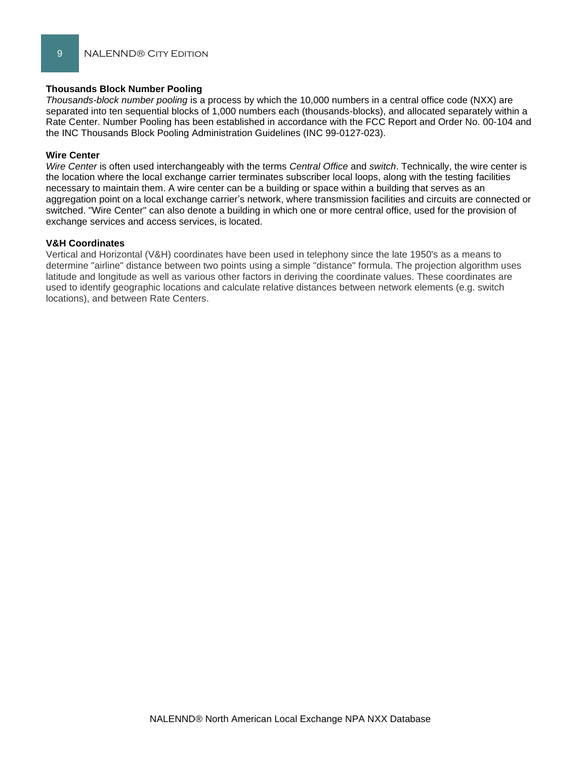**Thousands Block Number Pooling**

*Thousands-block number pooling* is a process by which the 10,000 numbers in a central office code (NXX) are separated into ten sequential blocks of 1,000 numbers each (thousands-blocks), and allocated separately within a Rate Center. Number Pooling has been established in accordance with the FCC Report and Order No. 00-104 and the INC Thousands Block Pooling Administration Guidelines (INC 99-0127-023).

**Wire Center**

*Wire Center* is often used interchangeably with the terms *Central Office* and *switch*. Technically, the wire center is the location where the local exchange carrier terminates subscriber local loops, along with the testing facilities necessary to maintain them. A wire center can be a building or space within a building that serves as an aggregation point on a local exchange carrier's network, where transmission facilities and circuits are connected or switched. "Wire Center" can also denote a building in which one or more central office, used for the provision of exchange services and access services, is located.

**V&H Coordinates**

Vertical and Horizontal (V&H) coordinates have been used in telephony since the late 1950's as a means to determine "airline" distance between two points using a simple "distance" formula. The projection algorithm uses latitude and longitude as well as various other factors in deriving the coordinate values. These coordinates are used to identify geographic locations and calculate relative distances between network elements (e.g. switch locations), and between Rate Centers.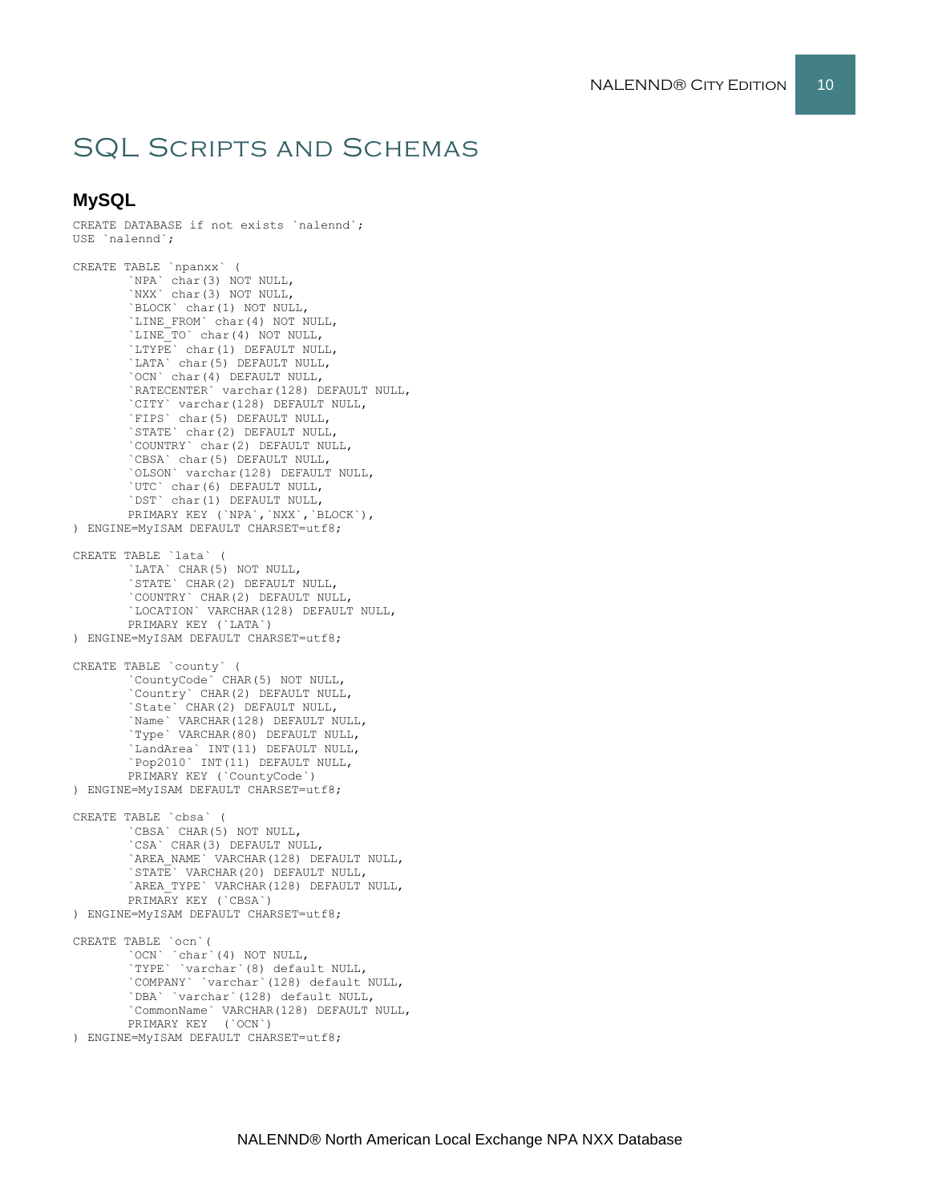# SQL Scripts and Schemas

## MySQL

```
CREATE DATABASE if not exists `nalennd`;
USE `nalennd`;

CREATE TABLE `npanxx` (
        `NPA` char(3) NOT NULL,
        `NXX` char(3) NOT NULL,
        `BLOCK` char(1) NOT NULL,
        `LINE_FROM` char(4) NOT NULL,
        `LINE_TO` char(4) NOT NULL,
        `LTYPE` char(1) DEFAULT NULL,
        `LATA` char(5) DEFAULT NULL,
        `OCN` char(4) DEFAULT NULL,
        `RATECENTER` varchar(128) DEFAULT NULL,
        `CITY` varchar(128) DEFAULT NULL,
        `FIPS` char(5) DEFAULT NULL,
        `STATE` char(2) DEFAULT NULL,
        `COUNTRY` char(2) DEFAULT NULL,
        `CBSA` char(5) DEFAULT NULL,
        `OLSON` varchar(128) DEFAULT NULL,
        `UTC` char(6) DEFAULT NULL,
        `DST` char(1) DEFAULT NULL,
        PRIMARY KEY (`NPA`,`NXX`,`BLOCK`),
) ENGINE=MyISAM DEFAULT CHARSET=utf8;

CREATE TABLE `lata` (
        `LATA` CHAR(5) NOT NULL,
        `STATE` CHAR(2) DEFAULT NULL,
        `COUNTRY` CHAR(2) DEFAULT NULL,
        `LOCATION` VARCHAR(128) DEFAULT NULL,
        PRIMARY KEY (`LATA`)
) ENGINE=MyISAM DEFAULT CHARSET=utf8;

CREATE TABLE `county` (
        `CountyCode` CHAR(5) NOT NULL,
        `Country` CHAR(2) DEFAULT NULL,
        `State` CHAR(2) DEFAULT NULL,
        `Name` VARCHAR(128) DEFAULT NULL,
        `Type` VARCHAR(80) DEFAULT NULL,
        `LandArea` INT(11) DEFAULT NULL,
        `Pop2010` INT(11) DEFAULT NULL,
        PRIMARY KEY (`CountyCode`)
) ENGINE=MyISAM DEFAULT CHARSET=utf8;

CREATE TABLE `cbsa` (
        `CBSA` CHAR(5) NOT NULL,
        `CSA` CHAR(3) DEFAULT NULL,
        `AREA_NAME` VARCHAR(128) DEFAULT NULL,
        `STATE` VARCHAR(20) DEFAULT NULL,
        `AREA_TYPE` VARCHAR(128) DEFAULT NULL,
        PRIMARY KEY (`CBSA`)
) ENGINE=MyISAM DEFAULT CHARSET=utf8;

CREATE TABLE `ocn`(
        `OCN` `char`(4) NOT NULL,
        `TYPE` `varchar`(8) default NULL,
        `COMPANY` `varchar`(128) default NULL,
        `DBA` `varchar`(128) default NULL,
        `CommonName` VARCHAR(128) DEFAULT NULL,
        PRIMARY KEY  (`OCN`)
) ENGINE=MyISAM DEFAULT CHARSET=utf8;
```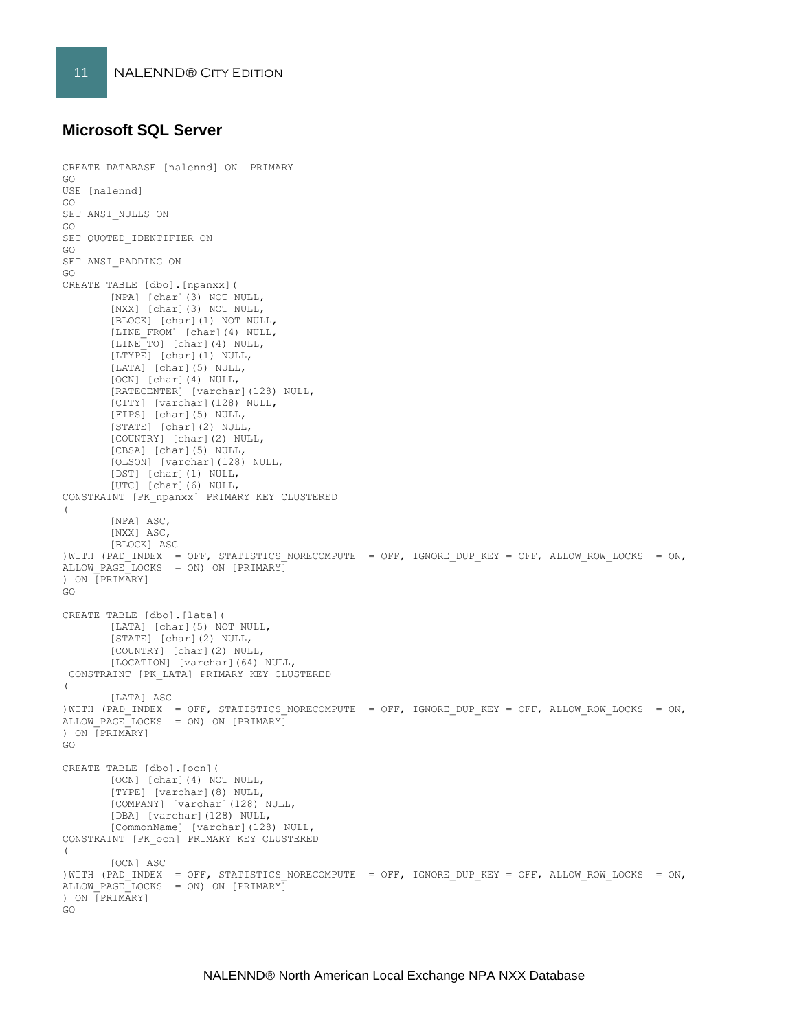## Microsoft SQL Server

```
CREATE DATABASE [nalennd] ON  PRIMARY
GO
USE [nalennd]
GO
SET ANSI_NULLS ON
GO
SET QUOTED_IDENTIFIER ON
GO
SET ANSI_PADDING ON
GO
CREATE TABLE [dbo].[npanxx](
        [NPA] [char](3) NOT NULL,
        [NXX] [char](3) NOT NULL,
        [BLOCK] [char](1) NOT NULL,
        [LINE_FROM] [char](4) NULL,
        [LINE_TO] [char](4) NULL,
        [LTYPE] [char](1) NULL,
        [LATA] [char](5) NULL,
        [OCN] [char](4) NULL,
        [RATECENTER] [varchar](128) NULL,
        [CITY] [varchar](128) NULL,
        [FIPS] [char](5) NULL,
        [STATE] [char](2) NULL,
        [COUNTRY] [char](2) NULL,
        [CBSA] [char](5) NULL,
        [OLSON] [varchar](128) NULL,
        [DST] [char](1) NULL,
        [UTC] [char](6) NULL,
CONSTRAINT [PK_npanxx] PRIMARY KEY CLUSTERED
(
        [NPA] ASC,
        [NXX] ASC,
        [BLOCK] ASC
)WITH (PAD_INDEX  = OFF, STATISTICS_NORECOMPUTE  = OFF, IGNORE_DUP_KEY = OFF, ALLOW_ROW_LOCKS  = ON,
ALLOW_PAGE_LOCKS  = ON) ON [PRIMARY]
) ON [PRIMARY]
GO

CREATE TABLE [dbo].[lata](
        [LATA] [char](5) NOT NULL,
        [STATE] [char](2) NULL,
        [COUNTRY] [char](2) NULL,
        [LOCATION] [varchar](64) NULL,
 CONSTRAINT [PK_LATA] PRIMARY KEY CLUSTERED
(
        [LATA] ASC
)WITH (PAD_INDEX  = OFF, STATISTICS_NORECOMPUTE  = OFF, IGNORE_DUP_KEY = OFF, ALLOW_ROW_LOCKS  = ON,
ALLOW_PAGE_LOCKS  = ON) ON [PRIMARY]
) ON [PRIMARY]
GO

CREATE TABLE [dbo].[ocn](
        [OCN] [char](4) NOT NULL,
        [TYPE] [varchar](8) NULL,
        [COMPANY] [varchar](128) NULL,
        [DBA] [varchar](128) NULL,
        [CommonName] [varchar](128) NULL,
CONSTRAINT [PK_ocn] PRIMARY KEY CLUSTERED
(
        [OCN] ASC
)WITH (PAD_INDEX  = OFF, STATISTICS_NORECOMPUTE  = OFF, IGNORE_DUP_KEY = OFF, ALLOW_ROW_LOCKS  = ON,
ALLOW_PAGE_LOCKS  = ON) ON [PRIMARY]
) ON [PRIMARY]
GO
```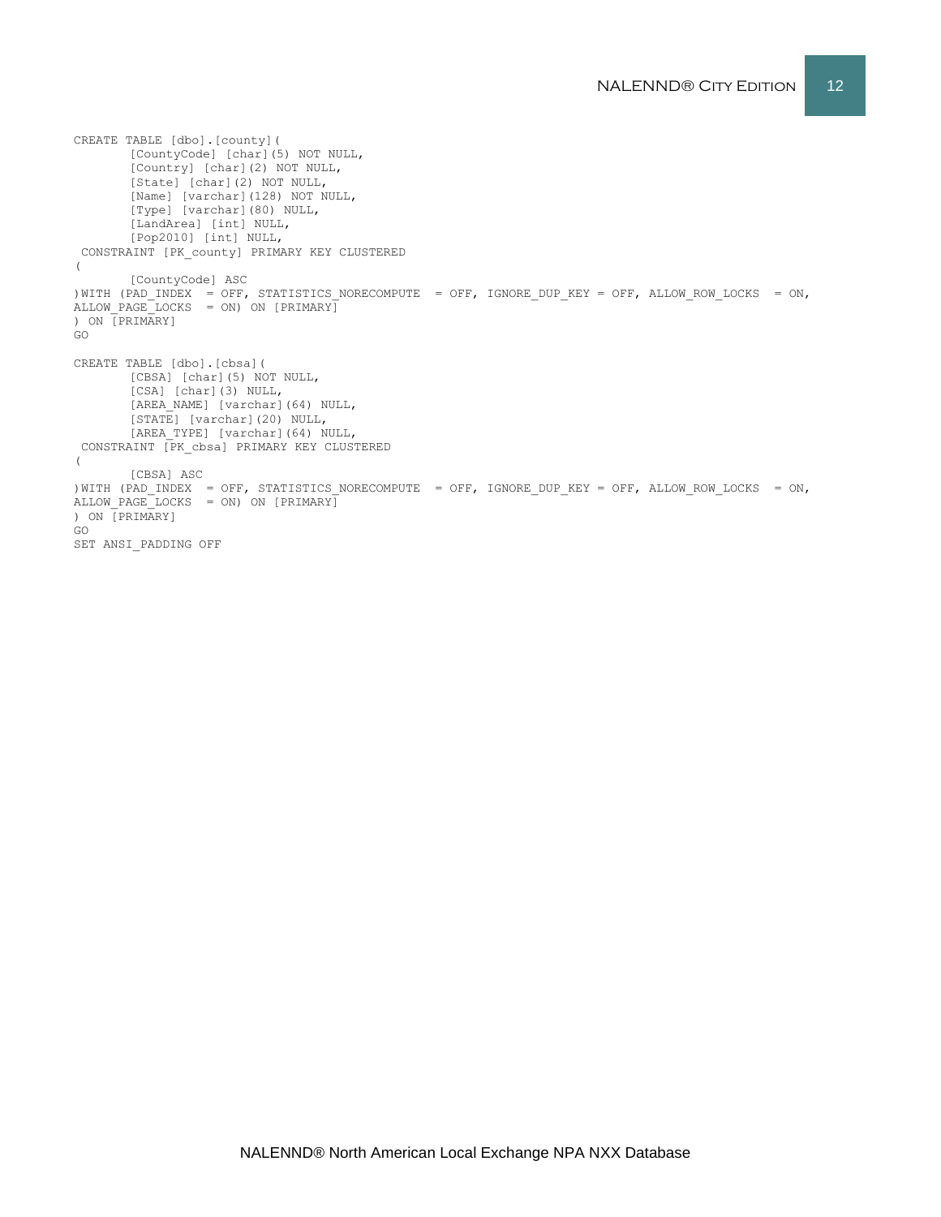```
CREATE TABLE [dbo].[county](
        [CountyCode] [char](5) NOT NULL,
        [Country] [char](2) NOT NULL,
        [State] [char](2) NOT NULL,
        [Name] [varchar](128) NOT NULL,
        [Type] [varchar](80) NULL,
        [LandArea] [int] NULL,
        [Pop2010] [int] NULL,
 CONSTRAINT [PK_county] PRIMARY KEY CLUSTERED
(
        [CountyCode] ASC
)WITH (PAD_INDEX  = OFF, STATISTICS_NORECOMPUTE  = OFF, IGNORE_DUP_KEY = OFF, ALLOW_ROW_LOCKS  = ON,
ALLOW_PAGE_LOCKS  = ON) ON [PRIMARY]
) ON [PRIMARY]
GO

CREATE TABLE [dbo].[cbsa](
        [CBSA] [char](5) NOT NULL,
        [CSA] [char](3) NULL,
        [AREA_NAME] [varchar](64) NULL,
        [STATE] [varchar](20) NULL,
        [AREA_TYPE] [varchar](64) NULL,
 CONSTRAINT [PK_cbsa] PRIMARY KEY CLUSTERED
(
        [CBSA] ASC
)WITH (PAD_INDEX  = OFF, STATISTICS_NORECOMPUTE  = OFF, IGNORE_DUP_KEY = OFF, ALLOW_ROW_LOCKS  = ON,
ALLOW_PAGE_LOCKS  = ON) ON [PRIMARY]
) ON [PRIMARY]
GO
SET ANSI_PADDING OFF
```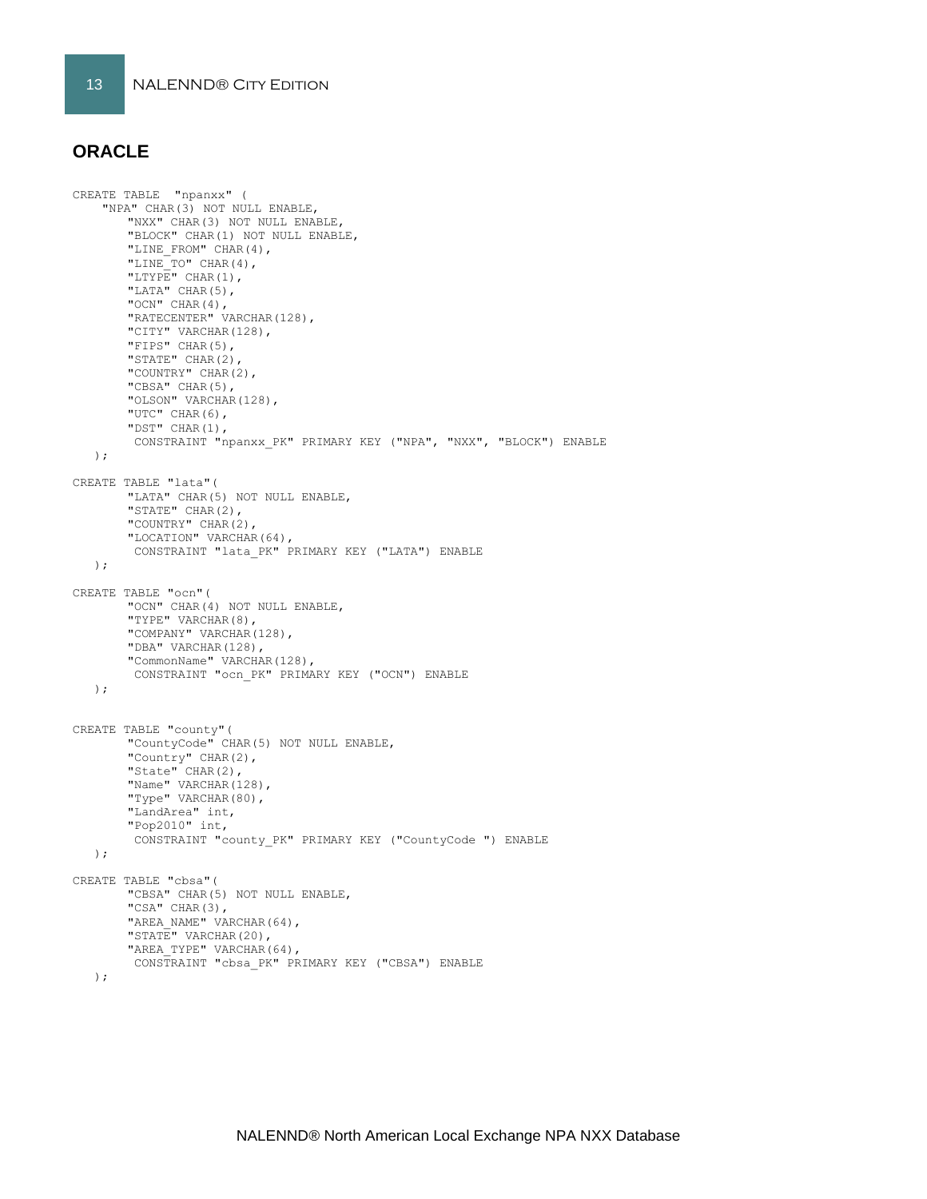## ORACLE

```
CREATE TABLE  "npanxx" (
    "NPA" CHAR(3) NOT NULL ENABLE,
        "NXX" CHAR(3) NOT NULL ENABLE,
        "BLOCK" CHAR(1) NOT NULL ENABLE,
        "LINE_FROM" CHAR(4),
        "LINE_TO" CHAR(4),
        "LTYPE" CHAR(1),
        "LATA" CHAR(5),
        "OCN" CHAR(4),
        "RATECENTER" VARCHAR(128),
        "CITY" VARCHAR(128),
        "FIPS" CHAR(5),
        "STATE" CHAR(2),
        "COUNTRY" CHAR(2),
        "CBSA" CHAR(5),
        "OLSON" VARCHAR(128),
        "UTC" CHAR(6),
        "DST" CHAR(1),
         CONSTRAINT "npanxx_PK" PRIMARY KEY ("NPA", "NXX", "BLOCK") ENABLE
   );

CREATE TABLE "lata"(
        "LATA" CHAR(5) NOT NULL ENABLE,
        "STATE" CHAR(2),
        "COUNTRY" CHAR(2),
        "LOCATION" VARCHAR(64),
         CONSTRAINT "lata_PK" PRIMARY KEY ("LATA") ENABLE
   );

CREATE TABLE "ocn"(
        "OCN" CHAR(4) NOT NULL ENABLE,
        "TYPE" VARCHAR(8),
        "COMPANY" VARCHAR(128),
        "DBA" VARCHAR(128),
        "CommonName" VARCHAR(128),
         CONSTRAINT "ocn_PK" PRIMARY KEY ("OCN") ENABLE
   );


CREATE TABLE "county"(
        "CountyCode" CHAR(5) NOT NULL ENABLE,
        "Country" CHAR(2),
        "State" CHAR(2),
        "Name" VARCHAR(128),
        "Type" VARCHAR(80),
        "LandArea" int,
        "Pop2010" int,
         CONSTRAINT "county_PK" PRIMARY KEY ("CountyCode ") ENABLE
   );

CREATE TABLE "cbsa"(
        "CBSA" CHAR(5) NOT NULL ENABLE,
        "CSA" CHAR(3),
        "AREA_NAME" VARCHAR(64),
        "STATE" VARCHAR(20),
        "AREA_TYPE" VARCHAR(64),
         CONSTRAINT "cbsa_PK" PRIMARY KEY ("CBSA") ENABLE
   );
```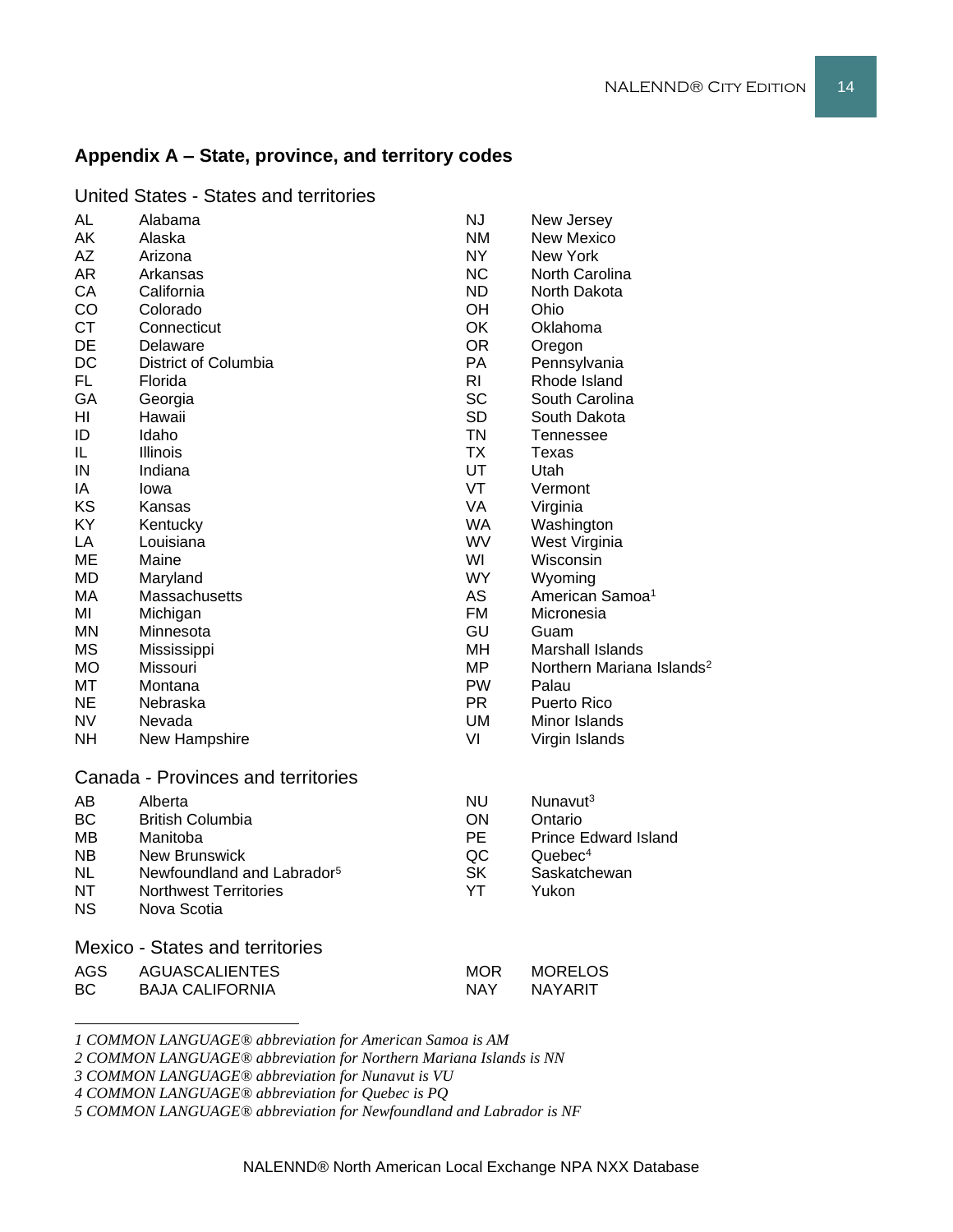## Appendix A – State, province, and territory codes

### United States - States and territories

| | | | |
|---|---|---|---|
| AL | Alabama | NJ | New Jersey |
| AK | Alaska | NM | New Mexico |
| AZ | Arizona | NY | New York |
| AR | Arkansas | NC | North Carolina |
| CA | California | ND | North Dakota |
| CO | Colorado | OH | Ohio |
| CT | Connecticut | OK | Oklahoma |
| DE | Delaware | OR | Oregon |
| DC | District of Columbia | PA | Pennsylvania |
| FL | Florida | RI | Rhode Island |
| GA | Georgia | SC | South Carolina |
| HI | Hawaii | SD | South Dakota |
| ID | Idaho | TN | Tennessee |
| IL | Illinois | TX | Texas |
| IN | Indiana | UT | Utah |
| IA | Iowa | VT | Vermont |
| KS | Kansas | VA | Virginia |
| KY | Kentucky | WA | Washington |
| LA | Louisiana | WV | West Virginia |
| ME | Maine | WI | Wisconsin |
| MD | Maryland | WY | Wyoming |
| MA | Massachusetts | AS | American Samoa[1] |
| MI | Michigan | FM | Micronesia |
| MN | Minnesota | GU | Guam |
| MS | Mississippi | MH | Marshall Islands |
| MO | Missouri | MP | Northern Mariana Islands[2] |
| MT | Montana | PW | Palau |
| NE | Nebraska | PR | Puerto Rico |
| NV | Nevada | UM | Minor Islands |
| NH | New Hampshire | VI | Virgin Islands |

### Canada - Provinces and territories

| | | | |
|---|---|---|---|
| AB | Alberta | NU | Nunavut[3] |
| BC | British Columbia | ON | Ontario |
| MB | Manitoba | PE | Prince Edward Island |
| NB | New Brunswick | QC | Quebec[4] |
| NL | Newfoundland and Labrador[5] | SK | Saskatchewan |
| NT | Northwest Territories | YT | Yukon |
| NS | Nova Scotia | | |

### Mexico - States and territories

| | | | |
|---|---|---|---|
| AGS | AGUASCALIENTES | MOR | MORELOS |
| BC | BAJA CALIFORNIA | NAY | NAYARIT |

---

*1 COMMON LANGUAGE® abbreviation for American Samoa is AM*

*2 COMMON LANGUAGE® abbreviation for Northern Mariana Islands is NN*

*3 COMMON LANGUAGE® abbreviation for Nunavut is VU*

*4 COMMON LANGUAGE® abbreviation for Quebec is PQ*

*5 COMMON LANGUAGE® abbreviation for Newfoundland and Labrador is NF*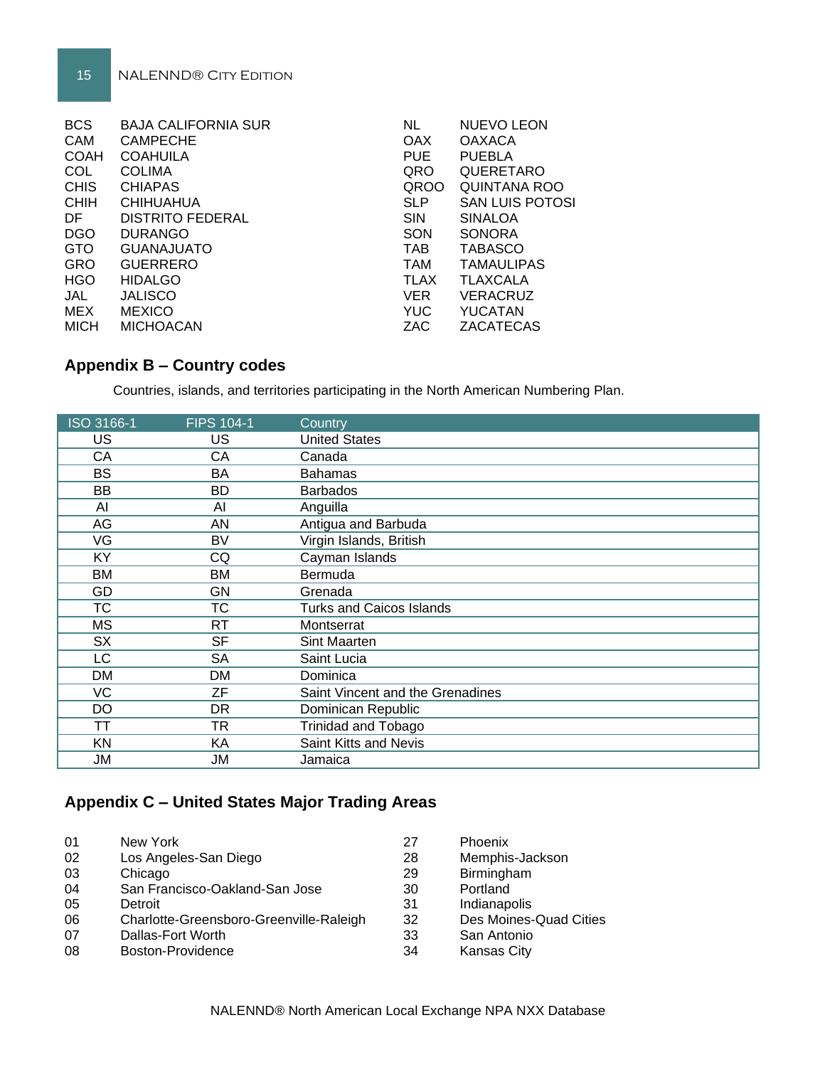| | |
|---|---|
| BCS | BAJA CALIFORNIA SUR |
| CAM | CAMPECHE |
| COAH | COAHUILA |
| COL | COLIMA |
| CHIS | CHIAPAS |
| CHIH | CHIHUAHUA |
| DF | DISTRITO FEDERAL |
| DGO | DURANGO |
| GTO | GUANAJUATO |
| GRO | GUERRERO |
| HGO | HIDALGO |
| JAL | JALISCO |
| MEX | MEXICO |
| MICH | MICHOACAN |
| NL | NUEVO LEON |
| OAX | OAXACA |
| PUE | PUEBLA |
| QRO | QUERETARO |
| QROO | QUINTANA ROO |
| SLP | SAN LUIS POTOSI |
| SIN | SINALOA |
| SON | SONORA |
| TAB | TABASCO |
| TAM | TAMAULIPAS |
| TLAX | TLAXCALA |
| VER | VERACRUZ |
| YUC | YUCATAN |
| ZAC | ZACATECAS |

## Appendix B – Country codes

Countries, islands, and territories participating in the North American Numbering Plan.

| ISO 3166-1 | FIPS 104-1 | Country |
|---|---|---|
| US | US | United States |
| CA | CA | Canada |
| BS | BA | Bahamas |
| BB | BD | Barbados |
| AI | AI | Anguilla |
| AG | AN | Antigua and Barbuda |
| VG | BV | Virgin Islands, British |
| KY | CQ | Cayman Islands |
| BM | BM | Bermuda |
| GD | GN | Grenada |
| TC | TC | Turks and Caicos Islands |
| MS | RT | Montserrat |
| SX | SF | Sint Maarten |
| LC | SA | Saint Lucia |
| DM | DM | Dominica |
| VC | ZF | Saint Vincent and the Grenadines |
| DO | DR | Dominican Republic |
| TT | TR | Trinidad and Tobago |
| KN | KA | Saint Kitts and Nevis |
| JM | JM | Jamaica |

## Appendix C – United States Major Trading Areas

| | |
|---|---|
| 01 | New York |
| 02 | Los Angeles-San Diego |
| 03 | Chicago |
| 04 | San Francisco-Oakland-San Jose |
| 05 | Detroit |
| 06 | Charlotte-Greensboro-Greenville-Raleigh |
| 07 | Dallas-Fort Worth |
| 08 | Boston-Providence |
| 27 | Phoenix |
| 28 | Memphis-Jackson |
| 29 | Birmingham |
| 30 | Portland |
| 31 | Indianapolis |
| 32 | Des Moines-Quad Cities |
| 33 | San Antonio |
| 34 | Kansas City |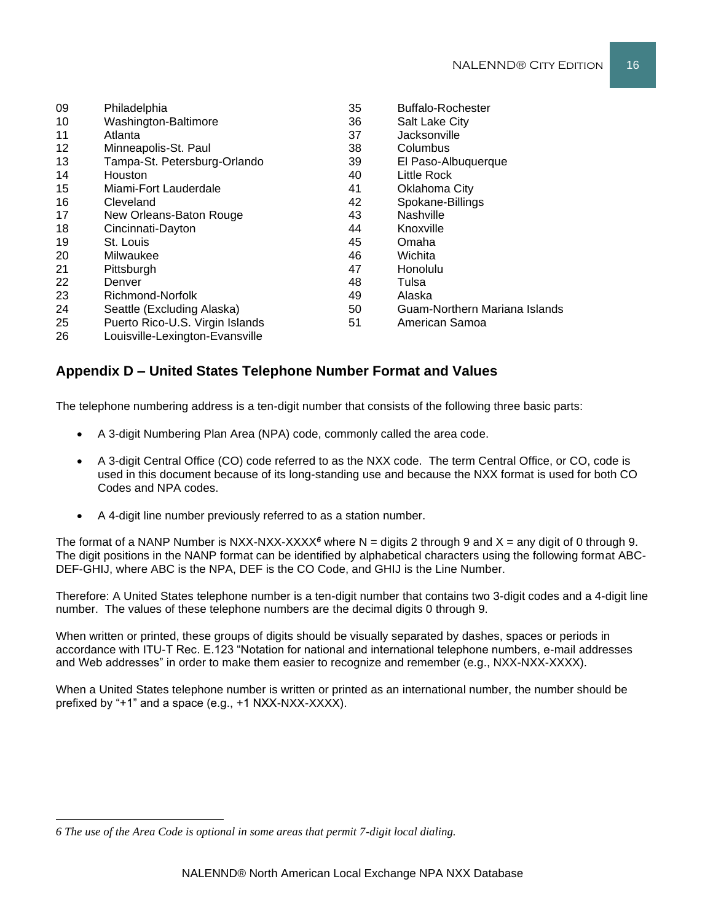| | |
|---|---|
| 09 | Philadelphia |
| 10 | Washington-Baltimore |
| 11 | Atlanta |
| 12 | Minneapolis-St. Paul |
| 13 | Tampa-St. Petersburg-Orlando |
| 14 | Houston |
| 15 | Miami-Fort Lauderdale |
| 16 | Cleveland |
| 17 | New Orleans-Baton Rouge |
| 18 | Cincinnati-Dayton |
| 19 | St. Louis |
| 20 | Milwaukee |
| 21 | Pittsburgh |
| 22 | Denver |
| 23 | Richmond-Norfolk |
| 24 | Seattle (Excluding Alaska) |
| 25 | Puerto Rico-U.S. Virgin Islands |
| 26 | Louisville-Lexington-Evansville |
| 35 | Buffalo-Rochester |
| 36 | Salt Lake City |
| 37 | Jacksonville |
| 38 | Columbus |
| 39 | El Paso-Albuquerque |
| 40 | Little Rock |
| 41 | Oklahoma City |
| 42 | Spokane-Billings |
| 43 | Nashville |
| 44 | Knoxville |
| 45 | Omaha |
| 46 | Wichita |
| 47 | Honolulu |
| 48 | Tulsa |
| 49 | Alaska |
| 50 | Guam-Northern Mariana Islands |
| 51 | American Samoa |

## Appendix D – United States Telephone Number Format and Values

The telephone numbering address is a ten-digit number that consists of the following three basic parts:

- A 3-digit Numbering Plan Area (NPA) code, commonly called the area code.
- A 3-digit Central Office (CO) code referred to as the NXX code. The term Central Office, or CO, code is used in this document because of its long-standing use and because the NXX format is used for both CO Codes and NPA codes.
- A 4-digit line number previously referred to as a station number.

The format of a NANP Number is NXX-NXX-XXXX[6] where N = digits 2 through 9 and X = any digit of 0 through 9. The digit positions in the NANP format can be identified by alphabetical characters using the following format ABC-DEF-GHIJ, where ABC is the NPA, DEF is the CO Code, and GHIJ is the Line Number.

Therefore: A United States telephone number is a ten-digit number that contains two 3-digit codes and a 4-digit line number. The values of these telephone numbers are the decimal digits 0 through 9.

When written or printed, these groups of digits should be visually separated by dashes, spaces or periods in accordance with ITU-T Rec. E.123 "Notation for national and international telephone numbers, e-mail addresses and Web addresses" in order to make them easier to recognize and remember (e.g., NXX-NXX-XXXX).

When a United States telephone number is written or printed as an international number, the number should be prefixed by "+1" and a space (e.g., +1 NXX-NXX-XXXX).

---

*6 The use of the Area Code is optional in some areas that permit 7-digit local dialing.*